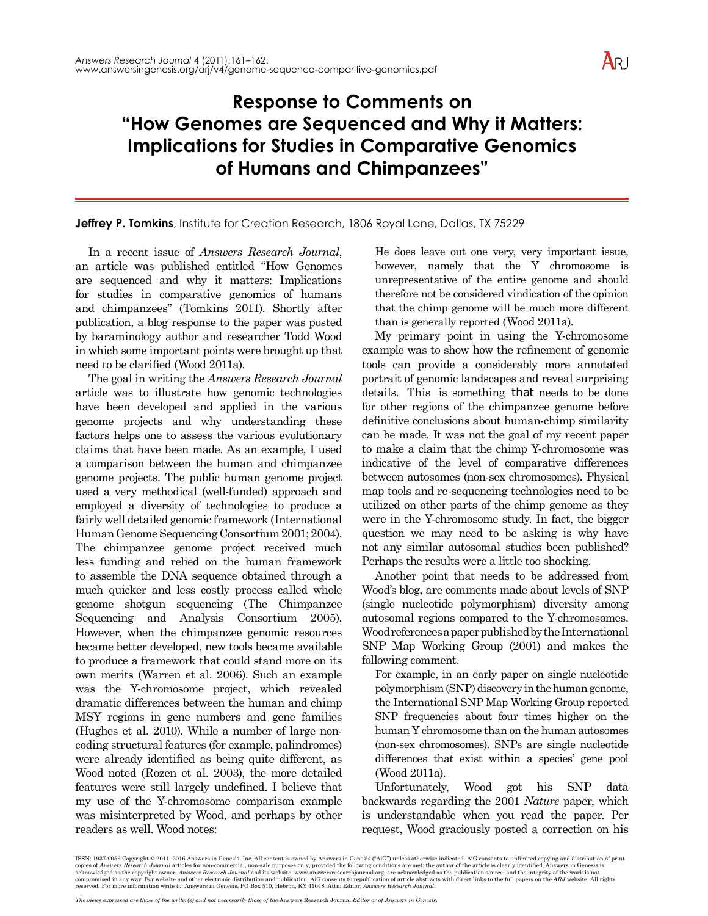# Response to Comments on "How Genomes are Sequenced and Why it Matters: Implications for Studies in Comparative Genomics of Humans and Chimpanzees"

**Jeffrey P. Tomkins**, Institute for Creation Research, 1806 Royal Lane, Dallas, TX 75229

In a recent issue of *Answers Research Journal*, an article was published entitled "How Genomes are sequenced and why it matters: Implications for studies in comparative genomics of humans and chimpanzees" (Tomkins 2011). Shortly after publication, a blog response to the paper was posted by baraminology author and researcher Todd Wood in which some important points were brought up that need to be clarified (Wood 2011a).

The goal in writing the *Answers Research Journal* article was to illustrate how genomic technologies have been developed and applied in the various genome projects and why understanding these factors helps one to assess the various evolutionary claims that have been made. As an example, I used a comparison between the human and chimpanzee genome projects. The public human genome project used a very methodical (well-funded) approach and employed a diversity of technologies to produce a fairly well detailed genomic framework (International Human Genome Sequencing Consortium 2001; 2004). The chimpanzee genome project received much less funding and relied on the human framework to assemble the DNA sequence obtained through a much quicker and less costly process called whole genome shotgun sequencing (The Chimpanzee Sequencing and Analysis Consortium 2005). However, when the chimpanzee genomic resources became better developed, new tools became available to produce a framework that could stand more on its own merits (Warren et al. 2006). Such an example was the Y-chromosome project, which revealed dramatic differences between the human and chimp MSY regions in gene numbers and gene families (Hughes et al. 2010). While a number of large non-coding structural features (for example, palindromes) were already identified as being quite different, as Wood noted (Rozen et al. 2003), the more detailed features were still largely undefined. I believe that my use of the Y-chromosome comparison example was misinterpreted by Wood, and perhaps by other readers as well. Wood notes:

> He does leave out one very, very important issue, however, namely that the Y chromosome is unrepresentative of the entire genome and should therefore not be considered vindication of the opinion that the chimp genome will be much more different than is generally reported (Wood 2011a).

My primary point in using the Y-chromosome example was to show how the refinement of genomic tools can provide a considerably more annotated portrait of genomic landscapes and reveal surprising details. This is something that needs to be done for other regions of the chimpanzee genome before definitive conclusions about human-chimp similarity can be made. It was not the goal of my recent paper to make a claim that the chimp Y-chromosome was indicative of the level of comparative differences between autosomes (non-sex chromosomes). Physical map tools and re-sequencing technologies need to be utilized on other parts of the chimp genome as they were in the Y-chromosome study. In fact, the bigger question we may need to be asking is why have not any similar autosomal studies been published? Perhaps the results were a little too shocking.

Another point that needs to be addressed from Wood's blog, are comments made about levels of SNP (single nucleotide polymorphism) diversity among autosomal regions compared to the Y-chromosomes. Wood references a paper published by the International SNP Map Working Group (2001) and makes the following comment.

> For example, in an early paper on single nucleotide polymorphism (SNP) discovery in the human genome, the International SNP Map Working Group reported SNP frequencies about four times higher on the human Y chromosome than on the human autosomes (non-sex chromosomes). SNPs are single nucleotide differences that exist within a species' gene pool (Wood 2011a).

Unfortunately, Wood got his SNP data backwards regarding the 2001 *Nature* paper, which is understandable when you read the paper. Per request, Wood graciously posted a correction on his

ISSN: 1937-9056 Copyright © 2011, 2016 Answers in Genesis, Inc. All content is owned by Answers in Genesis ("AiG") unless otherwise indicated. AiG consents to unlimited copying and distribution of print copies of *Answers Research Journal* articles for non-commercial, non-sale purposes only, provided the following conditions are met: the author of the article is clearly identified; Answers in Genesis is acknowledged as the copyright owner; *Answers Research Journal* and its website, www.answersresearchjournal.org, are acknowledged as the publication source; and the integrity of the work is not compromised in any way. For website and other electronic distribution and publication, AiG consents to republication of article abstracts with direct links to the full papers on the *ARJ* website. All rights reserved. For more information write to: Answers in Genesis, PO Box 510, Hebron, KY 41048, Attn: Editor, *Answers Research Journal*.

*The views expressed are those of the writer(s) and not necessarily those of the* Answers Research Journal *Editor or of Answers in Genesis.*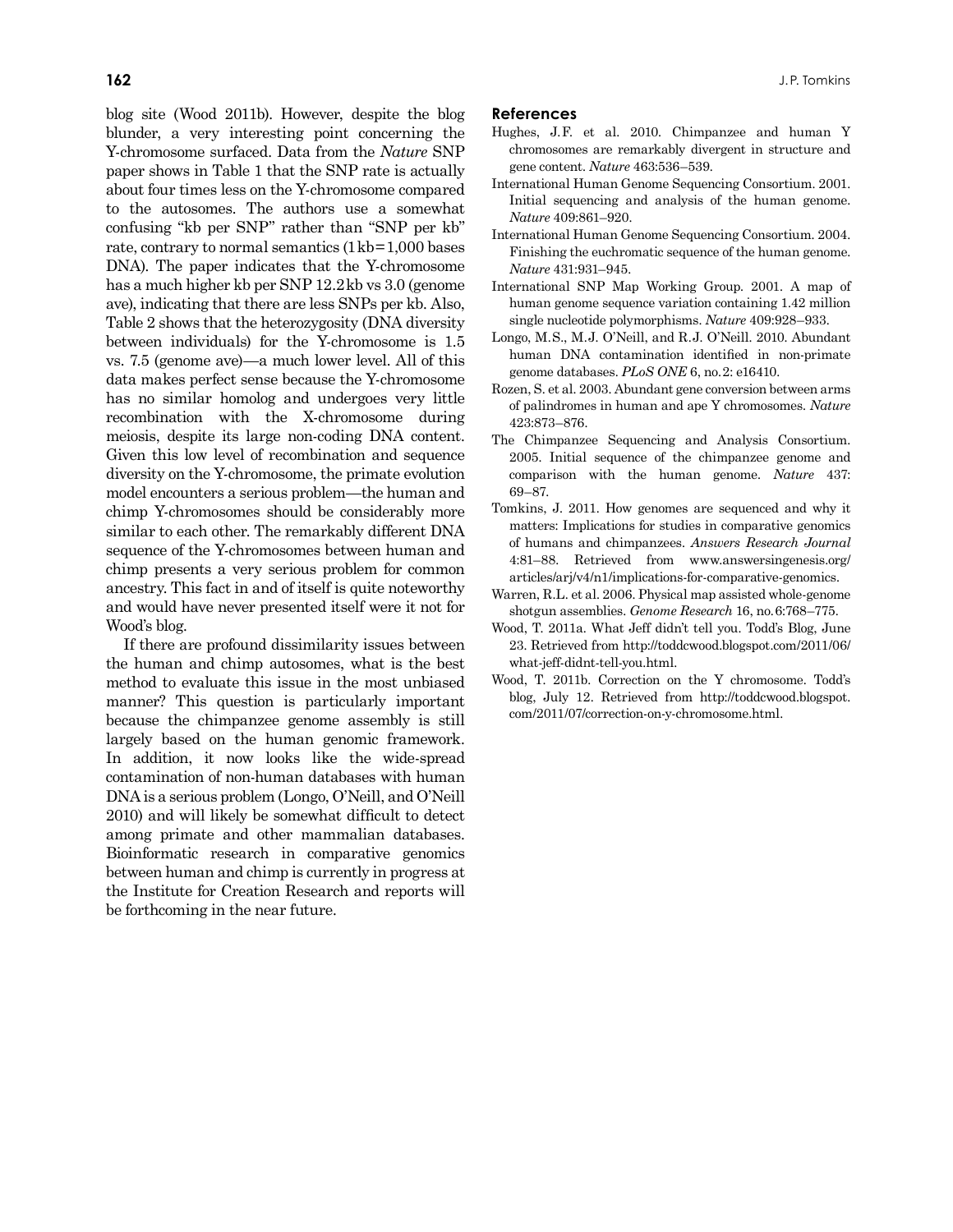blog site (Wood 2011b). However, despite the blog blunder, a very interesting point concerning the Y-chromosome surfaced. Data from the *Nature* SNP paper shows in Table 1 that the SNP rate is actually about four times less on the Y-chromosome compared to the autosomes. The authors use a somewhat confusing "kb per SNP" rather than "SNP per kb" rate, contrary to normal semantics (1 kb = 1,000 bases DNA). The paper indicates that the Y-chromosome has a much higher kb per SNP 12.2 kb vs 3.0 (genome ave), indicating that there are less SNPs per kb. Also, Table 2 shows that the heterozygosity (DNA diversity between individuals) for the Y-chromosome is 1.5 vs. 7.5 (genome ave)—a much lower level. All of this data makes perfect sense because the Y-chromosome has no similar homolog and undergoes very little recombination with the X-chromosome during meiosis, despite its large non-coding DNA content. Given this low level of recombination and sequence diversity on the Y-chromosome, the primate evolution model encounters a serious problem—the human and chimp Y-chromosomes should be considerably more similar to each other. The remarkably different DNA sequence of the Y-chromosomes between human and chimp presents a very serious problem for common ancestry. This fact in and of itself is quite noteworthy and would have never presented itself were it not for Wood's blog.

If there are profound dissimilarity issues between the human and chimp autosomes, what is the best method to evaluate this issue in the most unbiased manner? This question is particularly important because the chimpanzee genome assembly is still largely based on the human genomic framework. In addition, it now looks like the wide-spread contamination of non-human databases with human DNA is a serious problem (Longo, O'Neill, and O'Neill 2010) and will likely be somewhat difficult to detect among primate and other mammalian databases. Bioinformatic research in comparative genomics between human and chimp is currently in progress at the Institute for Creation Research and reports will be forthcoming in the near future.

## References

Hughes, J.F. et al. 2010. Chimpanzee and human Y chromosomes are remarkably divergent in structure and gene content. *Nature* 463:536–539.

International Human Genome Sequencing Consortium. 2001. Initial sequencing and analysis of the human genome. *Nature* 409:861–920.

International Human Genome Sequencing Consortium. 2004. Finishing the euchromatic sequence of the human genome. *Nature* 431:931–945.

International SNP Map Working Group. 2001. A map of human genome sequence variation containing 1.42 million single nucleotide polymorphisms. *Nature* 409:928–933.

Longo, M.S., M.J. O'Neill, and R.J. O'Neill. 2010. Abundant human DNA contamination identified in non-primate genome databases. *PLoS ONE* 6, no. 2: e16410.

Rozen, S. et al. 2003. Abundant gene conversion between arms of palindromes in human and ape Y chromosomes. *Nature* 423:873–876.

The Chimpanzee Sequencing and Analysis Consortium. 2005. Initial sequence of the chimpanzee genome and comparison with the human genome. *Nature* 437: 69–87.

Tomkins, J. 2011. How genomes are sequenced and why it matters: Implications for studies in comparative genomics of humans and chimpanzees. *Answers Research Journal* 4:81–88. Retrieved from www.answersingenesis.org/articles/arj/v4/n1/implications-for-comparative-genomics.

Warren, R.L. et al. 2006. Physical map assisted whole-genome shotgun assemblies. *Genome Research* 16, no. 6:768–775.

Wood, T. 2011a. What Jeff didn't tell you. Todd's Blog, June 23. Retrieved from http://toddcwood.blogspot.com/2011/06/what-jeff-didnt-tell-you.html.

Wood, T. 2011b. Correction on the Y chromosome. Todd's blog, July 12. Retrieved from http://toddcwood.blogspot.com/2011/07/correction-on-y-chromosome.html.